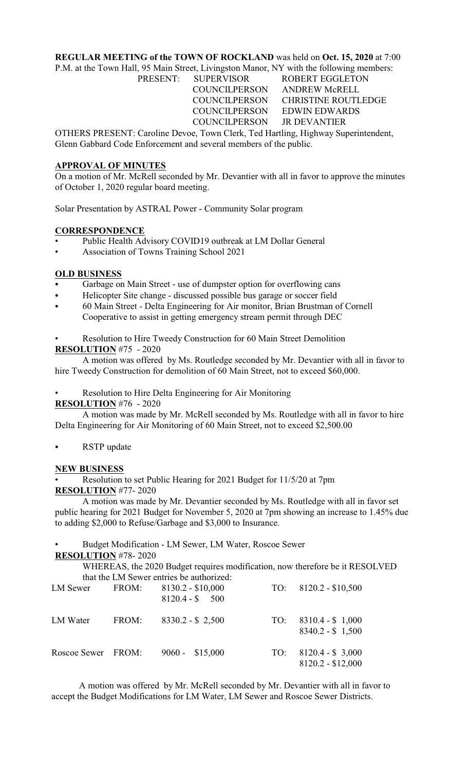**REGULAR MEETING of the TOWN OF ROCKLAND** was held on **Oct. 15, 2020** at 7:00 P.M. at the Town Hall, 95 Main Street, Livingston Manor, NY with the following members:

| PRESENT: | SUPERVISOR | ROBERT EGGLETON |
|---|---|---|
| | COUNCILPERSON | ANDREW McRELL |
| | COUNCILPERSON | CHRISTINE ROUTLEDGE |
| | COUNCILPERSON | EDWIN EDWARDS |
| | COUNCILPERSON | JR DEVANTIER |

OTHERS PRESENT: Caroline Devoe, Town Clerk, Ted Hartling, Highway Superintendent, Glenn Gabbard Code Enforcement and several members of the public.

## APPROVAL OF MINUTES

On a motion of Mr. McRell seconded by Mr. Devantier with all in favor to approve the minutes of October 1, 2020 regular board meeting.

Solar Presentation by ASTRAL Power - Community Solar program

## CORRESPONDENCE

- Public Health Advisory COVID19 outbreak at LM Dollar General
- Association of Towns Training School 2021

## OLD BUSINESS

- Garbage on Main Street - use of dumpster option for overflowing cans
- Helicopter Site change - discussed possible bus garage or soccer field
- 60 Main Street - Delta Engineering for Air monitor, Brian Brustman of Cornell Cooperative to assist in getting emergency stream permit through DEC

- Resolution to Hire Tweedy Construction for 60 Main Street Demolition

**RESOLUTION** #75 - 2020

A motion was offered by Ms. Routledge seconded by Mr. Devantier with all in favor to hire Tweedy Construction for demolition of 60 Main Street, not to exceed $60,000.

- Resolution to Hire Delta Engineering for Air Monitoring

**RESOLUTION** #76 - 2020

A motion was made by Mr. McRell seconded by Ms. Routledge with all in favor to hire Delta Engineering for Air Monitoring of 60 Main Street, not to exceed $2,500.00

- RSTP update

## NEW BUSINESS

- Resolution to set Public Hearing for 2021 Budget for 11/5/20 at 7pm

**RESOLUTION** #77- 2020

A motion was made by Mr. Devantier seconded by Ms. Routledge with all in favor set public hearing for 2021 Budget for November 5, 2020 at 7pm showing an increase to 1.45% due to adding $2,000 to Refuse/Garbage and $3,000 to Insurance.

- Budget Modification - LM Sewer, LM Water, Roscoe Sewer

**RESOLUTION** #78- 2020

WHEREAS, the 2020 Budget requires modification, now therefore be it RESOLVED that the LM Sewer entries be authorized:

| | | | | |
|---|---|---|---|---|
| LM Sewer | FROM: | 8130.2 - $10,000<br>8120.4 - $ 500 | TO: | 8120.2 - $10,500 |
| LM Water | FROM: | 8330.2 - $ 2,500 | TO: | 8310.4 - $ 1,000<br>8340.2 - $ 1,500 |
| Roscoe Sewer | FROM: | 9060 - $15,000 | TO: | 8120.4 - $ 3,000<br>8120.2 - $12,000 |

A motion was offered by Mr. McRell seconded by Mr. Devantier with all in favor to accept the Budget Modifications for LM Water, LM Sewer and Roscoe Sewer Districts.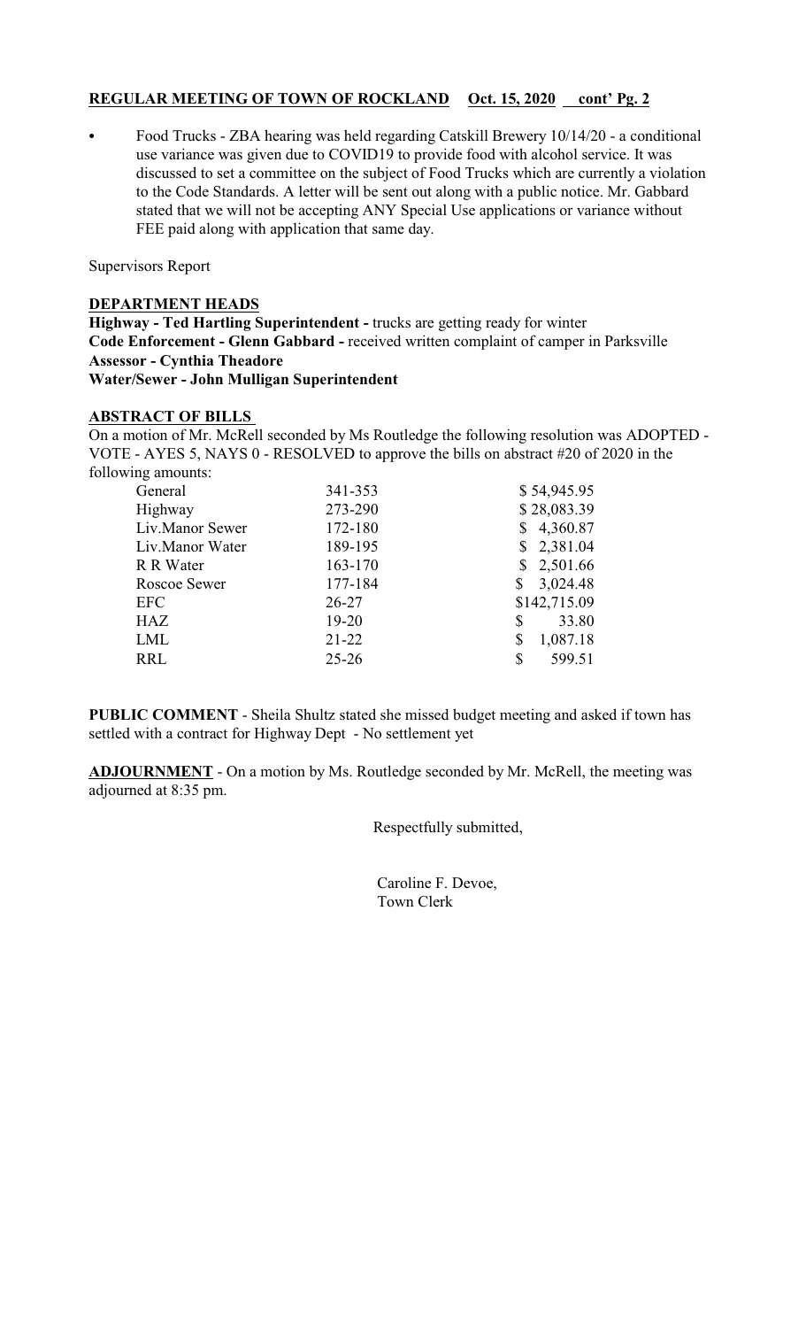**REGULAR MEETING OF TOWN OF ROCKLAND Oct. 15, 2020 cont' Pg. 2**

- Food Trucks - ZBA hearing was held regarding Catskill Brewery 10/14/20 - a conditional use variance was given due to COVID19 to provide food with alcohol service. It was discussed to set a committee on the subject of Food Trucks which are currently a violation to the Code Standards. A letter will be sent out along with a public notice. Mr. Gabbard stated that we will not be accepting ANY Special Use applications or variance without FEE paid along with application that same day.

Supervisors Report

**DEPARTMENT HEADS**

**Highway - Ted Hartling Superintendent -** trucks are getting ready for winter
**Code Enforcement - Glenn Gabbard -** received written complaint of camper in Parksville
**Assessor - Cynthia Theadore**
**Water/Sewer - John Mulligan Superintendent**

**ABSTRACT OF BILLS**

On a motion of Mr. McRell seconded by Ms Routledge the following resolution was ADOPTED - VOTE - AYES 5, NAYS 0 - RESOLVED to approve the bills on abstract #20 of 2020 in the following amounts:

| | | |
|---|---|---|
| General | 341-353 | $ 54,945.95 |
| Highway | 273-290 | $ 28,083.39 |
| Liv.Manor Sewer | 172-180 | $ 4,360.87 |
| Liv.Manor Water | 189-195 | $ 2,381.04 |
| R R Water | 163-170 | $ 2,501.66 |
| Roscoe Sewer | 177-184 | $ 3,024.48 |
| EFC | 26-27 | $142,715.09 |
| HAZ | 19-20 | $ 33.80 |
| LML | 21-22 | $ 1,087.18 |
| RRL | 25-26 | $ 599.51 |

**PUBLIC COMMENT** - Sheila Shultz stated she missed budget meeting and asked if town has settled with a contract for Highway Dept - No settlement yet

**ADJOURNMENT** - On a motion by Ms. Routledge seconded by Mr. McRell, the meeting was adjourned at 8:35 pm.

Respectfully submitted,

Caroline F. Devoe,
Town Clerk